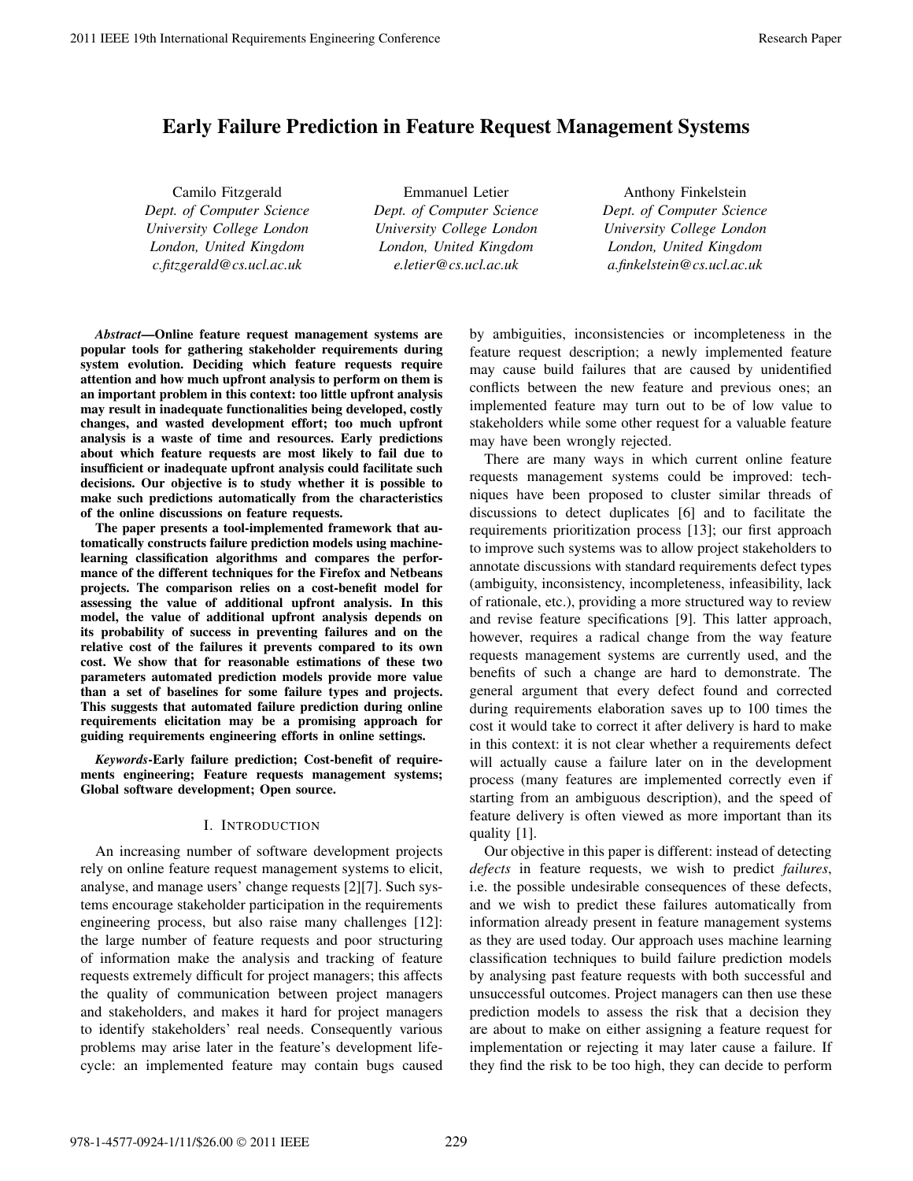# Early Failure Prediction in Feature Request Management Systems

Camilo Fitzgerald
*Dept. of Computer Science*
*University College London*
*London, United Kingdom*
*c.fitzgerald@cs.ucl.ac.uk*

Emmanuel Letier
*Dept. of Computer Science*
*University College London*
*London, United Kingdom*
*e.letier@cs.ucl.ac.uk*

Anthony Finkelstein
*Dept. of Computer Science*
*University College London*
*London, United Kingdom*
*a.finkelstein@cs.ucl.ac.uk*

***Abstract*—Online feature request management systems are popular tools for gathering stakeholder requirements during system evolution. Deciding which feature requests require attention and how much upfront analysis to perform on them is an important problem in this context: too little upfront analysis may result in inadequate functionalities being developed, costly changes, and wasted development effort; too much upfront analysis is a waste of time and resources. Early predictions about which feature requests are most likely to fail due to insufficient or inadequate upfront analysis could facilitate such decisions. Our objective is to study whether it is possible to make such predictions automatically from the characteristics of the online discussions on feature requests.**

**The paper presents a tool-implemented framework that automatically constructs failure prediction models using machine-learning classification algorithms and compares the performance of the different techniques for the Firefox and Netbeans projects. The comparison relies on a cost-benefit model for assessing the value of additional upfront analysis. In this model, the value of additional upfront analysis depends on its probability of success in preventing failures and on the relative cost of the failures it prevents compared to its own cost. We show that for reasonable estimations of these two parameters automated prediction models provide more value than a set of baselines for some failure types and projects. This suggests that automated failure prediction during online requirements elicitation may be a promising approach for guiding requirements engineering efforts in online settings.**

***Keywords*-Early failure prediction; Cost-benefit of requirements engineering; Feature requests management systems; Global software development; Open source.**

## I. Introduction

An increasing number of software development projects rely on online feature request management systems to elicit, analyse, and manage users' change requests [2][7]. Such systems encourage stakeholder participation in the requirements engineering process, but also raise many challenges [12]: the large number of feature requests and poor structuring of information make the analysis and tracking of feature requests extremely difficult for project managers; this affects the quality of communication between project managers and stakeholders, and makes it hard for project managers to identify stakeholders' real needs. Consequently various problems may arise later in the feature's development lifecycle: an implemented feature may contain bugs caused by ambiguities, inconsistencies or incompleteness in the feature request description; a newly implemented feature may cause build failures that are caused by unidentified conflicts between the new feature and previous ones; an implemented feature may turn out to be of low value to stakeholders while some other request for a valuable feature may have been wrongly rejected.

There are many ways in which current online feature requests management systems could be improved: techniques have been proposed to cluster similar threads of discussions to detect duplicates [6] and to facilitate the requirements prioritization process [13]; our first approach to improve such systems was to allow project stakeholders to annotate discussions with standard requirements defect types (ambiguity, inconsistency, incompleteness, infeasibility, lack of rationale, etc.), providing a more structured way to review and revise feature specifications [9]. This latter approach, however, requires a radical change from the way feature requests management systems are currently used, and the benefits of such a change are hard to demonstrate. The general argument that every defect found and corrected during requirements elaboration saves up to 100 times the cost it would take to correct it after delivery is hard to make in this context: it is not clear whether a requirements defect will actually cause a failure later on in the development process (many features are implemented correctly even if starting from an ambiguous description), and the speed of feature delivery is often viewed as more important than its quality [1].

Our objective in this paper is different: instead of detecting *defects* in feature requests, we wish to predict *failures*, i.e. the possible undesirable consequences of these defects, and we wish to predict these failures automatically from information already present in feature management systems as they are used today. Our approach uses machine learning classification techniques to build failure prediction models by analysing past feature requests with both successful and unsuccessful outcomes. Project managers can then use these prediction models to assess the risk that a decision they are about to make on either assigning a feature request for implementation or rejecting it may later cause a failure. If they find the risk to be too high, they can decide to perform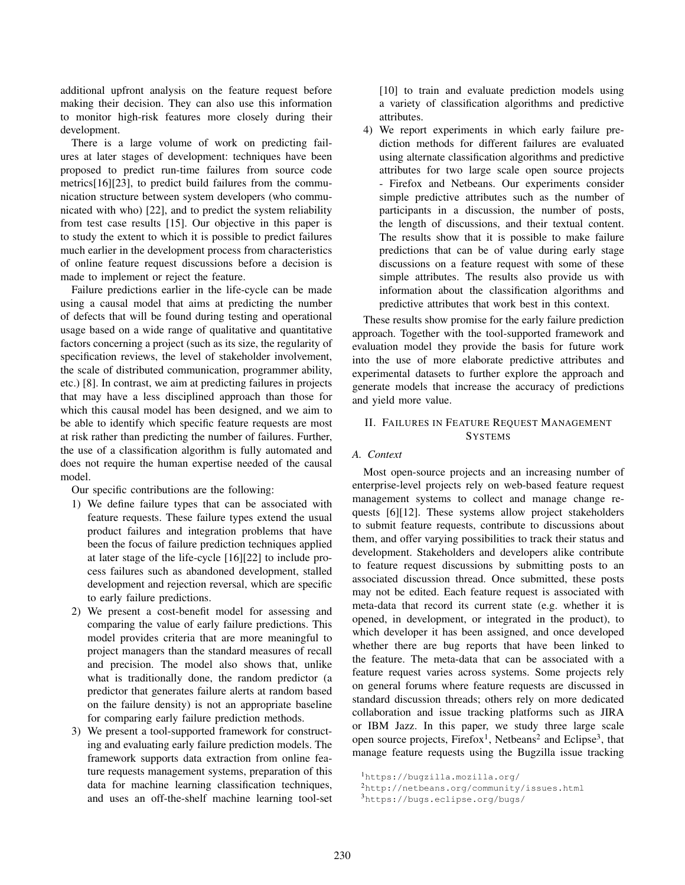additional upfront analysis on the feature request before making their decision. They can also use this information to monitor high-risk features more closely during their development.

There is a large volume of work on predicting failures at later stages of development: techniques have been proposed to predict run-time failures from source code metrics[16][23], to predict build failures from the communication structure between system developers (who communicated with who) [22], and to predict the system reliability from test case results [15]. Our objective in this paper is to study the extent to which it is possible to predict failures much earlier in the development process from characteristics of online feature request discussions before a decision is made to implement or reject the feature.

Failure predictions earlier in the life-cycle can be made using a causal model that aims at predicting the number of defects that will be found during testing and operational usage based on a wide range of qualitative and quantitative factors concerning a project (such as its size, the regularity of specification reviews, the level of stakeholder involvement, the scale of distributed communication, programmer ability, etc.) [8]. In contrast, we aim at predicting failures in projects that may have a less disciplined approach than those for which this causal model has been designed, and we aim to be able to identify which specific feature requests are most at risk rather than predicting the number of failures. Further, the use of a classification algorithm is fully automated and does not require the human expertise needed of the causal model.

Our specific contributions are the following:

1) We define failure types that can be associated with feature requests. These failure types extend the usual product failures and integration problems that have been the focus of failure prediction techniques applied at later stage of the life-cycle [16][22] to include process failures such as abandoned development, stalled development and rejection reversal, which are specific to early failure predictions.
2) We present a cost-benefit model for assessing and comparing the value of early failure predictions. This model provides criteria that are more meaningful to project managers than the standard measures of recall and precision. The model also shows that, unlike what is traditionally done, the random predictor (a predictor that generates failure alerts at random based on the failure density) is not an appropriate baseline for comparing early failure prediction methods.
3) We present a tool-supported framework for constructing and evaluating early failure prediction models. The framework supports data extraction from online feature requests management systems, preparation of this data for machine learning classification techniques, and uses an off-the-shelf machine learning tool-set [10] to train and evaluate prediction models using a variety of classification algorithms and predictive attributes.
4) We report experiments in which early failure prediction methods for different failures are evaluated using alternate classification algorithms and predictive attributes for two large scale open source projects - Firefox and Netbeans. Our experiments consider simple predictive attributes such as the number of participants in a discussion, the number of posts, the length of discussions, and their textual content. The results show that it is possible to make failure predictions that can be of value during early stage discussions on a feature request with some of these simple attributes. The results also provide us with information about the classification algorithms and predictive attributes that work best in this context.

These results show promise for the early failure prediction approach. Together with the tool-supported framework and evaluation model they provide the basis for future work into the use of more elaborate predictive attributes and experimental datasets to further explore the approach and generate models that increase the accuracy of predictions and yield more value.

## II. Failures in Feature Request Management Systems

### *A. Context*

Most open-source projects and an increasing number of enterprise-level projects rely on web-based feature request management systems to collect and manage change requests [6][12]. These systems allow project stakeholders to submit feature requests, contribute to discussions about them, and offer varying possibilities to track their status and development. Stakeholders and developers alike contribute to feature request discussions by submitting posts to an associated discussion thread. Once submitted, these posts may not be edited. Each feature request is associated with meta-data that record its current state (e.g. whether it is opened, in development, or integrated in the product), to which developer it has been assigned, and once developed whether there are bug reports that have been linked to the feature. The meta-data that can be associated with a feature request varies across systems. Some projects rely on general forums where feature requests are discussed in standard discussion threads; others rely on more dedicated collaboration and issue tracking platforms such as JIRA or IBM Jazz. In this paper, we study three large scale open source projects, Firefox[1], Netbeans[2] and Eclipse[3], that manage feature requests using the Bugzilla issue tracking

[1] https://bugzilla.mozilla.org/

[2] http://netbeans.org/community/issues.html

[3] https://bugs.eclipse.org/bugs/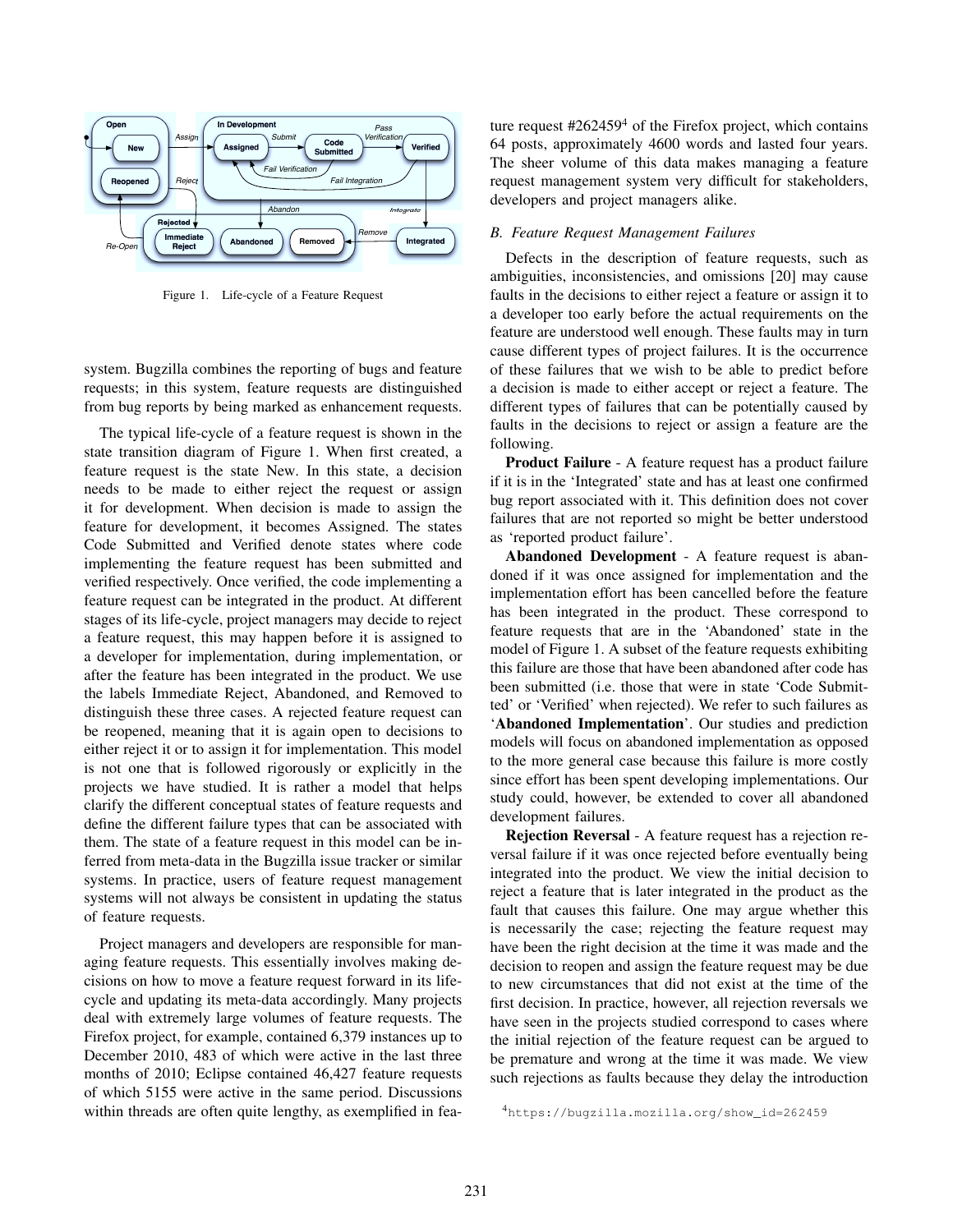Open

New

Reopened

Assign

Reject

In Development

Assigned

Submit

Code Submitted

Pass Verification

Verified

Fail Verification

Fail Integration

Abandon

Integrate

Rejected

Immediate Reject

Abandoned

Removed

Remove

Integrated

Re-Open

Figure 1. Life-cycle of a Feature Request

system. Bugzilla combines the reporting of bugs and feature requests; in this system, feature requests are distinguished from bug reports by being marked as enhancement requests.

The typical life-cycle of a feature request is shown in the state transition diagram of Figure 1. When first created, a feature request is the state New. In this state, a decision needs to be made to either reject the request or assign it for development. When decision is made to assign the feature for development, it becomes Assigned. The states Code Submitted and Verified denote states where code implementing the feature request has been submitted and verified respectively. Once verified, the code implementing a feature request can be integrated in the product. At different stages of its life-cycle, project managers may decide to reject a feature request, this may happen before it is assigned to a developer for implementation, during implementation, or after the feature has been integrated in the product. We use the labels Immediate Reject, Abandoned, and Removed to distinguish these three cases. A rejected feature request can be reopened, meaning that it is again open to decisions to either reject it or to assign it for implementation. This model is not one that is followed rigorously or explicitly in the projects we have studied. It is rather a model that helps clarify the different conceptual states of feature requests and define the different failure types that can be associated with them. The state of a feature request in this model can be inferred from meta-data in the Bugzilla issue tracker or similar systems. In practice, users of feature request management systems will not always be consistent in updating the status of feature requests.

Project managers and developers are responsible for managing feature requests. This essentially involves making decisions on how to move a feature request forward in its life-cycle and updating its meta-data accordingly. Many projects deal with extremely large volumes of feature requests. The Firefox project, for example, contained 6,379 instances up to December 2010, 483 of which were active in the last three months of 2010; Eclipse contained 46,427 feature requests of which 5155 were active in the same period. Discussions within threads are often quite lengthy, as exemplified in feature request #262459[4] of the Firefox project, which contains 64 posts, approximately 4600 words and lasted four years. The sheer volume of this data makes managing a feature request management system very difficult for stakeholders, developers and project managers alike.

### B. Feature Request Management Failures

Defects in the description of feature requests, such as ambiguities, inconsistencies, and omissions [20] may cause faults in the decisions to either reject a feature or assign it to a developer too early before the actual requirements on the feature are understood well enough. These faults may in turn cause different types of project failures. It is the occurrence of these failures that we wish to be able to predict before a decision is made to either accept or reject a feature. The different types of failures that can be potentially caused by faults in the decisions to reject or assign a feature are the following.

**Product Failure** - A feature request has a product failure if it is in the 'Integrated' state and has at least one confirmed bug report associated with it. This definition does not cover failures that are not reported so might be better understood as 'reported product failure'.

**Abandoned Development** - A feature request is abandoned if it was once assigned for implementation and the implementation effort has been cancelled before the feature has been integrated in the product. These correspond to feature requests that are in the 'Abandoned' state in the model of Figure 1. A subset of the feature requests exhibiting this failure are those that have been abandoned after code has been submitted (i.e. those that were in state 'Code Submitted' or 'Verified' when rejected). We refer to such failures as '**Abandoned Implementation**'. Our studies and prediction models will focus on abandoned implementation as opposed to the more general case because this failure is more costly since effort has been spent developing implementations. Our study could, however, be extended to cover all abandoned development failures.

**Rejection Reversal** - A feature request has a rejection reversal failure if it was once rejected before eventually being integrated into the product. We view the initial decision to reject a feature that is later integrated in the product as the fault that causes this failure. One may argue whether this is necessarily the case; rejecting the feature request may have been the right decision at the time it was made and the decision to reopen and assign the feature request may be due to new circumstances that did not exist at the time of the first decision. In practice, however, all rejection reversals we have seen in the projects studied correspond to cases where the initial rejection of the feature request can be argued to be premature and wrong at the time it was made. We view such rejections as faults because they delay the introduction

[4] https://bugzilla.mozilla.org/show_id=262459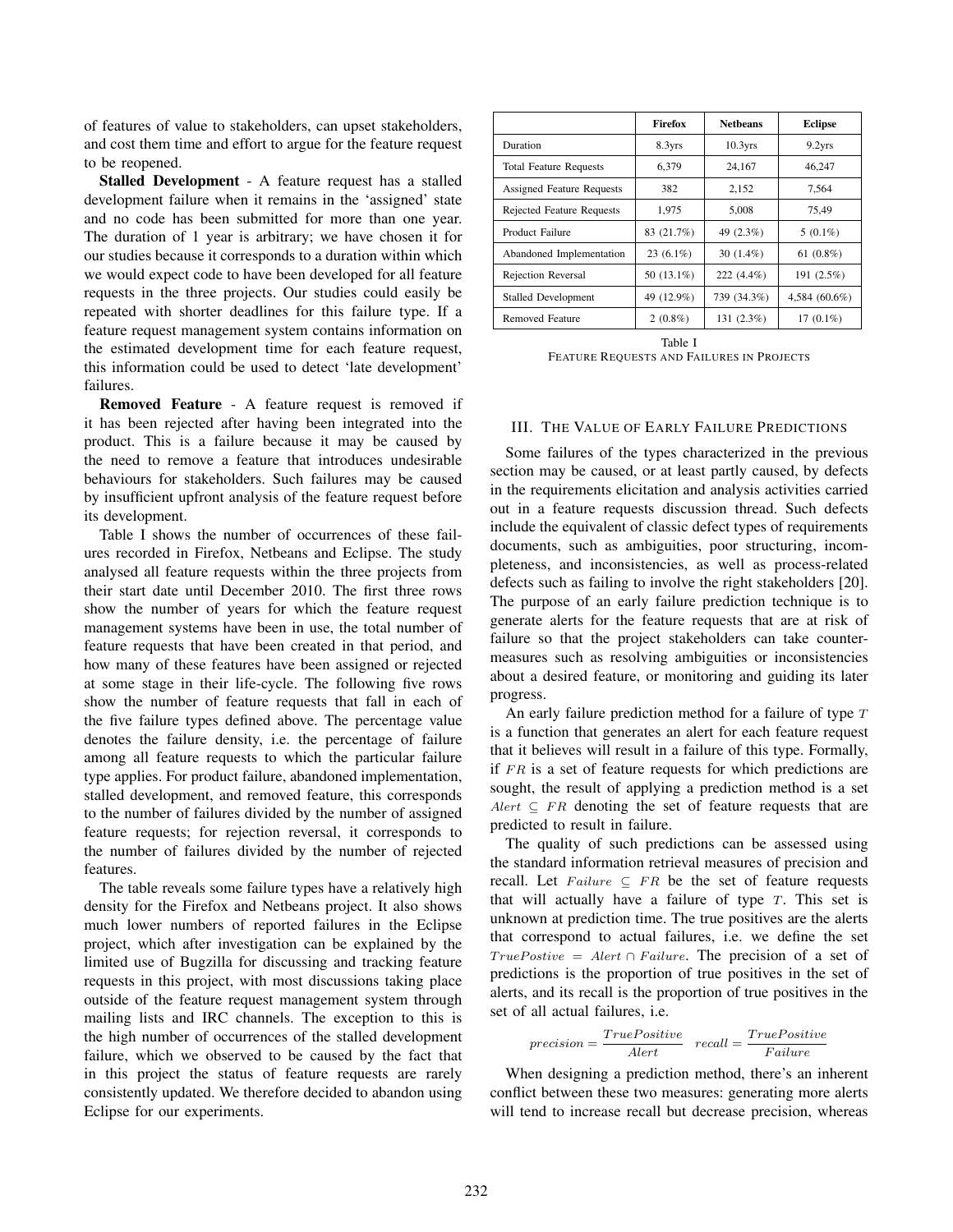of features of value to stakeholders, can upset stakeholders, and cost them time and effort to argue for the feature request to be reopened.

**Stalled Development** - A feature request has a stalled development failure when it remains in the 'assigned' state and no code has been submitted for more than one year. The duration of 1 year is arbitrary; we have chosen it for our studies because it corresponds to a duration within which we would expect code to have been developed for all feature requests in the three projects. Our studies could easily be repeated with shorter deadlines for this failure type. If a feature request management system contains information on the estimated development time for each feature request, this information could be used to detect 'late development' failures.

**Removed Feature** - A feature request is removed if it has been rejected after having been integrated into the product. This is a failure because it may be caused by the need to remove a feature that introduces undesirable behaviours for stakeholders. Such failures may be caused by insufficient upfront analysis of the feature request before its development.

Table I shows the number of occurrences of these failures recorded in Firefox, Netbeans and Eclipse. The study analysed all feature requests within the three projects from their start date until December 2010. The first three rows show the number of years for which the feature request management systems have been in use, the total number of feature requests that have been created in that period, and how many of these features have been assigned or rejected at some stage in their life-cycle. The following five rows show the number of feature requests that fall in each of the five failure types defined above. The percentage value denotes the failure density, i.e. the percentage of failure among all feature requests to which the particular failure type applies. For product failure, abandoned implementation, stalled development, and removed feature, this corresponds to the number of failures divided by the number of assigned feature requests; for rejection reversal, it corresponds to the number of failures divided by the number of rejected features.

The table reveals some failure types have a relatively high density for the Firefox and Netbeans project. It also shows much lower numbers of reported failures in the Eclipse project, which after investigation can be explained by the limited use of Bugzilla for discussing and tracking feature requests in this project, with most discussions taking place outside of the feature request management system through mailing lists and IRC channels. The exception to this is the high number of occurrences of the stalled development failure, which we observed to be caused by the fact that in this project the status of feature requests are rarely consistently updated. We therefore decided to abandon using Eclipse for our experiments.

| | **Firefox** | **Netbeans** | **Eclipse** |
|---|---|---|---|
| Duration | 8.3yrs | 10.3yrs | 9.2yrs |
| Total Feature Requests | 6,379 | 24,167 | 46,247 |
| Assigned Feature Requests | 382 | 2,152 | 7,564 |
| Rejected Feature Requests | 1,975 | 5,008 | 75,49 |
| Product Failure | 83 (21.7%) | 49 (2.3%) | 5 (0.1%) |
| Abandoned Implementation | 23 (6.1%) | 30 (1.4%) | 61 (0.8%) |
| Rejection Reversal | 50 (13.1%) | 222 (4.4%) | 191 (2.5%) |
| Stalled Development | 49 (12.9%) | 739 (34.3%) | 4,584 (60.6%) |
| Removed Feature | 2 (0.8%) | 131 (2.3%) | 17 (0.1%) |

Table I
FEATURE REQUESTS AND FAILURES IN PROJECTS

### III. THE VALUE OF EARLY FAILURE PREDICTIONS

Some failures of the types characterized in the previous section may be caused, or at least partly caused, by defects in the requirements elicitation and analysis activities carried out in a feature requests discussion thread. Such defects include the equivalent of classic defect types of requirements documents, such as ambiguities, poor structuring, incompleteness, and inconsistencies, as well as process-related defects such as failing to involve the right stakeholders [20]. The purpose of an early failure prediction technique is to generate alerts for the feature requests that are at risk of failure so that the project stakeholders can take countermeasures such as resolving ambiguities or inconsistencies about a desired feature, or monitoring and guiding its later progress.

An early failure prediction method for a failure of type $T$ is a function that generates an alert for each feature request that it believes will result in a failure of this type. Formally, if $FR$ is a set of feature requests for which predictions are sought, the result of applying a prediction method is a set $Alert \subseteq FR$ denoting the set of feature requests that are predicted to result in failure.

The quality of such predictions can be assessed using the standard information retrieval measures of precision and recall. Let $Failure \subseteq FR$ be the set of feature requests that will actually have a failure of type $T$. This set is unknown at prediction time. The true positives are the alerts that correspond to actual failures, i.e. we define the set $TruePostive = Alert \cap Failure$. The precision of a set of predictions is the proportion of true positives in the set of alerts, and its recall is the proportion of true positives in the set of all actual failures, i.e.

$$precision = \frac{TruePositive}{Alert} \quad recall = \frac{TruePositive}{Failure}$$

When designing a prediction method, there's an inherent conflict between these two measures: generating more alerts will tend to increase recall but decrease precision, whereas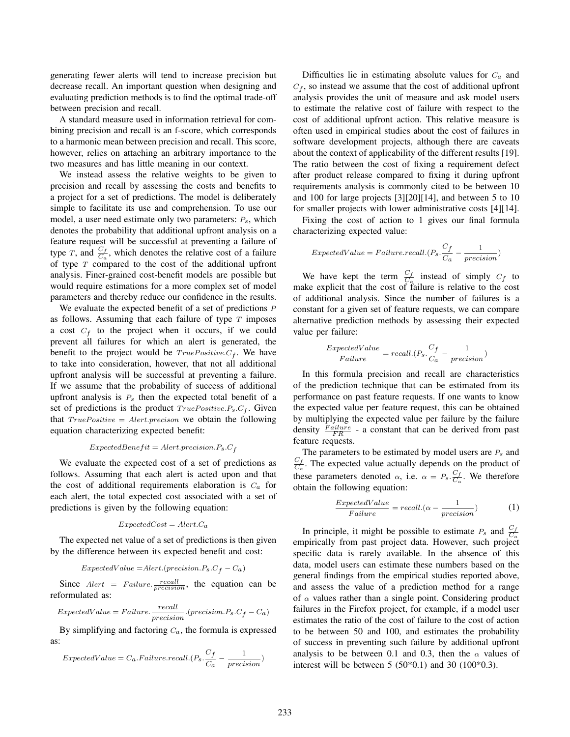generating fewer alerts will tend to increase precision but decrease recall. An important question when designing and evaluating prediction methods is to find the optimal trade-off between precision and recall.

A standard measure used in information retrieval for combining precision and recall is an f-score, which corresponds to a harmonic mean between precision and recall. This score, however, relies on attaching an arbitrary importance to the two measures and has little meaning in our context.

We instead assess the relative weights to be given to precision and recall by assessing the costs and benefits to a project for a set of predictions. The model is deliberately simple to facilitate its use and comprehension. To use our model, a user need estimate only two parameters: $P_s$, which denotes the probability that additional upfront analysis on a feature request will be successful at preventing a failure of type $T$, and $\frac{C_f}{C_a}$, which denotes the relative cost of a failure of type $T$ compared to the cost of the additional upfront analysis. Finer-grained cost-benefit models are possible but would require estimations for a more complex set of model parameters and thereby reduce our confidence in the results.

We evaluate the expected benefit of a set of predictions $P$ as follows. Assuming that each failure of type $T$ imposes a cost $C_f$ to the project when it occurs, if we could prevent all failures for which an alert is generated, the benefit to the project would be $TruePositive.C_f$. We have to take into consideration, however, that not all additional upfront analysis will be successful at preventing a failure. If we assume that the probability of success of additional upfront analysis is $P_s$ then the expected total benefit of a set of predictions is the product $TruePositive.P_s.C_f$. Given that $TruePositive = Alert.precison$ we obtain the following equation characterizing expected benefit:

$$ExpectedBenefit = Alert.precision.P_s.C_f$$

We evaluate the expected cost of a set of predictions as follows. Assuming that each alert is acted upon and that the cost of additional requirements elaboration is $C_a$ for each alert, the total expected cost associated with a set of predictions is given by the following equation:

$$ExpectedCost = Alert.C_a$$

The expected net value of a set of predictions is then given by the difference between its expected benefit and cost:

$$ExpectedValue = Alert.(precision.P_s.C_f - C_a)$$

Since $Alert = Failure.\frac{recall}{precision}$, the equation can be reformulated as:

$$ExpectedValue = Failure.\frac{recall}{precision}.(precision.P_s.C_f - C_a)$$

By simplifying and factoring $C_a$, the formula is expressed as:

$$ExpectedValue = C_a.Failure.recall.(P_s.\frac{C_f}{C_a} - \frac{1}{precision})$$

Difficulties lie in estimating absolute values for $C_a$ and $C_f$, so instead we assume that the cost of additional upfront analysis provides the unit of measure and ask model users to estimate the relative cost of failure with respect to the cost of additional upfront action. This relative measure is often used in empirical studies about the cost of failures in software development projects, although there are caveats about the context of applicability of the different results [19]. The ratio between the cost of fixing a requirement defect after product release compared to fixing it during upfront requirements analysis is commonly cited to be between 10 and 100 for large projects [3][20][14], and between 5 to 10 for smaller projects with lower administrative costs [4][14].

Fixing the cost of action to 1 gives our final formula characterizing expected value:

$$ExpectedValue = Failure.recall.(P_s.\frac{C_f}{C_a} - \frac{1}{precision})$$

We have kept the term $\frac{C_f}{C_a}$ instead of simply $C_f$ to make explicit that the cost of failure is relative to the cost of additional analysis. Since the number of failures is a constant for a given set of feature requests, we can compare alternative prediction methods by assessing their expected value per failure:

$$\frac{ExpectedValue}{Failure} = recall.(P_s.\frac{C_f}{C_a} - \frac{1}{precision})$$

In this formula precision and recall are characteristics of the prediction technique that can be estimated from its performance on past feature requests. If one wants to know the expected value per feature request, this can be obtained by multiplying the expected value per failure by the failure density $\frac{Failure}{FR}$ - a constant that can be derived from past feature requests.

The parameters to be estimated by model users are $P_s$ and $\frac{C_f}{C_a}$. The expected value actually depends on the product of these parameters denoted $\alpha$, i.e. $\alpha = P_s.\frac{C_f}{C_a}$. We therefore obtain the following equation:

$$\frac{ExpectedValue}{Failure} = recall.(\alpha - \frac{1}{precision}) \quad (1)$$

In principle, it might be possible to estimate $P_s$ and $\frac{C_f}{C_a}$ empirically from past project data. However, such project specific data is rarely available. In the absence of this data, model users can estimate these numbers based on the general findings from the empirical studies reported above, and assess the value of a prediction method for a range of $\alpha$ values rather than a single point. Considering product failures in the Firefox project, for example, if a model user estimates the ratio of the cost of failure to the cost of action to be between 50 and 100, and estimates the probability of success in preventing such failure by additional upfront analysis to be between 0.1 and 0.3, then the $\alpha$ values of interest will be between 5 (50*0.1) and 30 (100*0.3).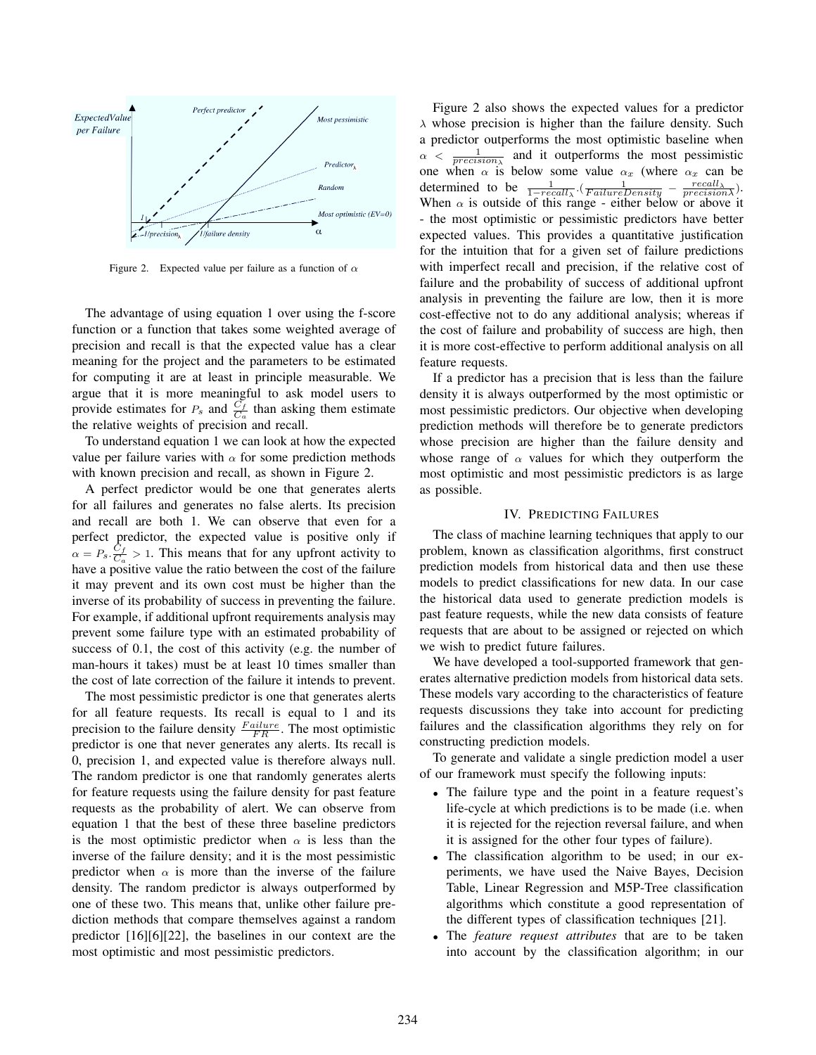ExpectedValue per Failure

Perfect predictor

Most pessimistic

Predictor$_\lambda$

Random

Most optimistic (EV=0)

1

-1/precision$_\lambda$

1/failure density

α

Figure 2. Expected value per failure as a function of $\alpha$

The advantage of using equation 1 over using the f-score function or a function that takes some weighted average of precision and recall is that the expected value has a clear meaning for the project and the parameters to be estimated for computing it are at least in principle measurable. We argue that it is more meaningful to ask model users to provide estimates for $P_s$ and $\frac{C_f}{C_a}$ than asking them estimate the relative weights of precision and recall.

To understand equation 1 we can look at how the expected value per failure varies with $\alpha$ for some prediction methods with known precision and recall, as shown in Figure 2.

A perfect predictor would be one that generates alerts for all failures and generates no false alerts. Its precision and recall are both 1. We can observe that even for a perfect predictor, the expected value is positive only if $\alpha = P_s.\frac{C_f}{C_a} > 1$. This means that for any upfront activity to have a positive value the ratio between the cost of the failure it may prevent and its own cost must be higher than the inverse of its probability of success in preventing the failure. For example, if additional upfront requirements analysis may prevent some failure type with an estimated probability of success of 0.1, the cost of this activity (e.g. the number of man-hours it takes) must be at least 10 times smaller than the cost of late correction of the failure it intends to prevent.

The most pessimistic predictor is one that generates alerts for all feature requests. Its recall is equal to 1 and its precision to the failure density $\frac{Failure}{FR}$. The most optimistic predictor is one that never generates any alerts. Its recall is 0, precision 1, and expected value is therefore always null. The random predictor is one that randomly generates alerts for feature requests using the failure density for past feature requests as the probability of alert. We can observe from equation 1 that the best of these three baseline predictors is the most optimistic predictor when $\alpha$ is less than the inverse of the failure density; and it is the most pessimistic predictor when $\alpha$ is more than the inverse of the failure density. The random predictor is always outperformed by one of these two. This means that, unlike other failure prediction methods that compare themselves against a random predictor [16][6][22], the baselines in our context are the most optimistic and most pessimistic predictors.

Figure 2 also shows the expected values for a predictor $\lambda$ whose precision is higher than the failure density. Such a predictor outperforms the most optimistic baseline when $\alpha < \frac{1}{precision_\lambda}$ and it outperforms the most pessimistic one when $\alpha$ is below some value $\alpha_x$ (where $\alpha_x$ can be determined to be $\frac{1}{1-recall_\lambda}.(\frac{1}{FailureDensity} - \frac{recall_\lambda}{precision\lambda})$. When $\alpha$ is outside of this range - either below or above it - the most optimistic or pessimistic predictors have better expected values. This provides a quantitative justification for the intuition that for a given set of failure predictions with imperfect recall and precision, if the relative cost of failure and the probability of success of additional upfront analysis in preventing the failure are low, then it is more cost-effective not to do any additional analysis; whereas if the cost of failure and probability of success are high, then it is more cost-effective to perform additional analysis on all feature requests.

If a predictor has a precision that is less than the failure density it is always outperformed by the most optimistic or most pessimistic predictors. Our objective when developing prediction methods will therefore be to generate predictors whose precision are higher than the failure density and whose range of $\alpha$ values for which they outperform the most optimistic and most pessimistic predictors is as large as possible.

## IV. Predicting Failures

The class of machine learning techniques that apply to our problem, known as classification algorithms, first construct prediction models from historical data and then use these models to predict classifications for new data. In our case the historical data used to generate prediction models is past feature requests, while the new data consists of feature requests that are about to be assigned or rejected on which we wish to predict future failures.

We have developed a tool-supported framework that generates alternative prediction models from historical data sets. These models vary according to the characteristics of feature requests discussions they take into account for predicting failures and the classification algorithms they rely on for constructing prediction models.

To generate and validate a single prediction model a user of our framework must specify the following inputs:

- The failure type and the point in a feature request's life-cycle at which predictions is to be made (i.e. when it is rejected for the rejection reversal failure, and when it is assigned for the other four types of failure).
- The classification algorithm to be used; in our experiments, we have used the Naive Bayes, Decision Table, Linear Regression and M5P-Tree classification algorithms which constitute a good representation of the different types of classification techniques [21].
- The *feature request attributes* that are to be taken into account by the classification algorithm; in our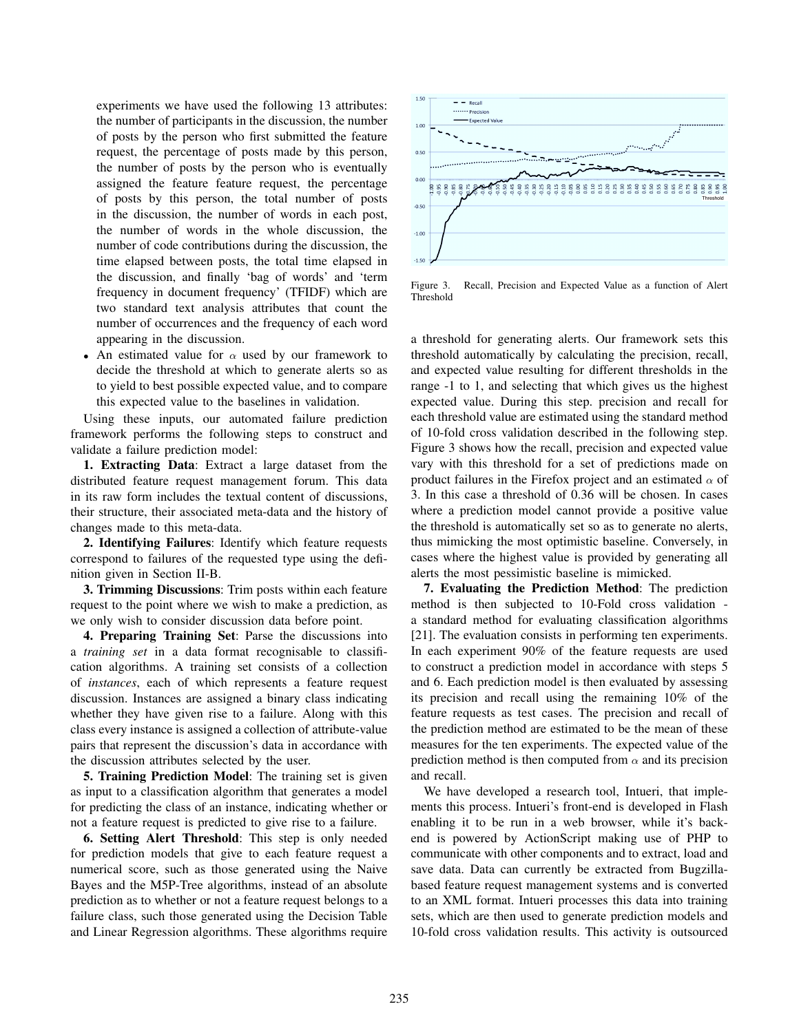experiments we have used the following 13 attributes: the number of participants in the discussion, the number of posts by the person who first submitted the feature request, the percentage of posts made by this person, the number of posts by the person who is eventually assigned the feature feature request, the percentage of posts by this person, the total number of posts in the discussion, the number of words in each post, the number of words in the whole discussion, the number of code contributions during the discussion, the time elapsed between posts, the total time elapsed in the discussion, and finally 'bag of words' and 'term frequency in document frequency' (TFIDF) which are two standard text analysis attributes that count the number of occurrences and the frequency of each word appearing in the discussion.

- An estimated value for $\alpha$ used by our framework to decide the threshold at which to generate alerts so as to yield to best possible expected value, and to compare this expected value to the baselines in validation.

Using these inputs, our automated failure prediction framework performs the following steps to construct and validate a failure prediction model:

**1. Extracting Data**: Extract a large dataset from the distributed feature request management forum. This data in its raw form includes the textual content of discussions, their structure, their associated meta-data and the history of changes made to this meta-data.

**2. Identifying Failures**: Identify which feature requests correspond to failures of the requested type using the definition given in Section II-B.

**3. Trimming Discussions**: Trim posts within each feature request to the point where we wish to make a prediction, as we only wish to consider discussion data before point.

**4. Preparing Training Set**: Parse the discussions into a *training set* in a data format recognisable to classification algorithms. A training set consists of a collection of *instances*, each of which represents a feature request discussion. Instances are assigned a binary class indicating whether they have given rise to a failure. Along with this class every instance is assigned a collection of attribute-value pairs that represent the discussion's data in accordance with the discussion attributes selected by the user.

**5. Training Prediction Model**: The training set is given as input to a classification algorithm that generates a model for predicting the class of an instance, indicating whether or not a feature request is predicted to give rise to a failure.

**6. Setting Alert Threshold**: This step is only needed for prediction models that give to each feature request a numerical score, such as those generated using the Naive Bayes and the M5P-Tree algorithms, instead of an absolute prediction as to whether or not a feature request belongs to a failure class, such those generated using the Decision Table and Linear Regression algorithms. These algorithms require a threshold for generating alerts. Our framework sets this threshold automatically by calculating the precision, recall, and expected value resulting for different thresholds in the range -1 to 1, and selecting that which gives us the highest expected value. During this step. precision and recall for each threshold value are estimated using the standard method of 10-fold cross validation described in the following step. Figure 3 shows how the recall, precision and expected value vary with this threshold for a set of predictions made on product failures in the Firefox project and an estimated $\alpha$ of 3. In this case a threshold of 0.36 will be chosen. In cases where a prediction model cannot provide a positive value the threshold is automatically set so as to generate no alerts, thus mimicking the most optimistic baseline. Conversely, in cases where the highest value is provided by generating all alerts the most pessimistic baseline is mimicked.

Recall
Precision
Expected Value
Threshold
1.50
1.00
0.50
0.00
-0.50
-1.00
-1.50

Figure 3. Recall, Precision and Expected Value as a function of Alert Threshold

**7. Evaluating the Prediction Method**: The prediction method is then subjected to 10-Fold cross validation - a standard method for evaluating classification algorithms [21]. The evaluation consists in performing ten experiments. In each experiment 90% of the feature requests are used to construct a prediction model in accordance with steps 5 and 6. Each prediction model is then evaluated by assessing its precision and recall using the remaining 10% of the feature requests as test cases. The precision and recall of the prediction method are estimated to be the mean of these measures for the ten experiments. The expected value of the prediction method is then computed from $\alpha$ and its precision and recall.

We have developed a research tool, Intueri, that implements this process. Intueri's front-end is developed in Flash enabling it to be run in a web browser, while it's back-end is powered by ActionScript making use of PHP to communicate with other components and to extract, load and save data. Data can currently be extracted from Bugzilla-based feature request management systems and is converted to an XML format. Intueri processes this data into training sets, which are then used to generate prediction models and 10-fold cross validation results. This activity is outsourced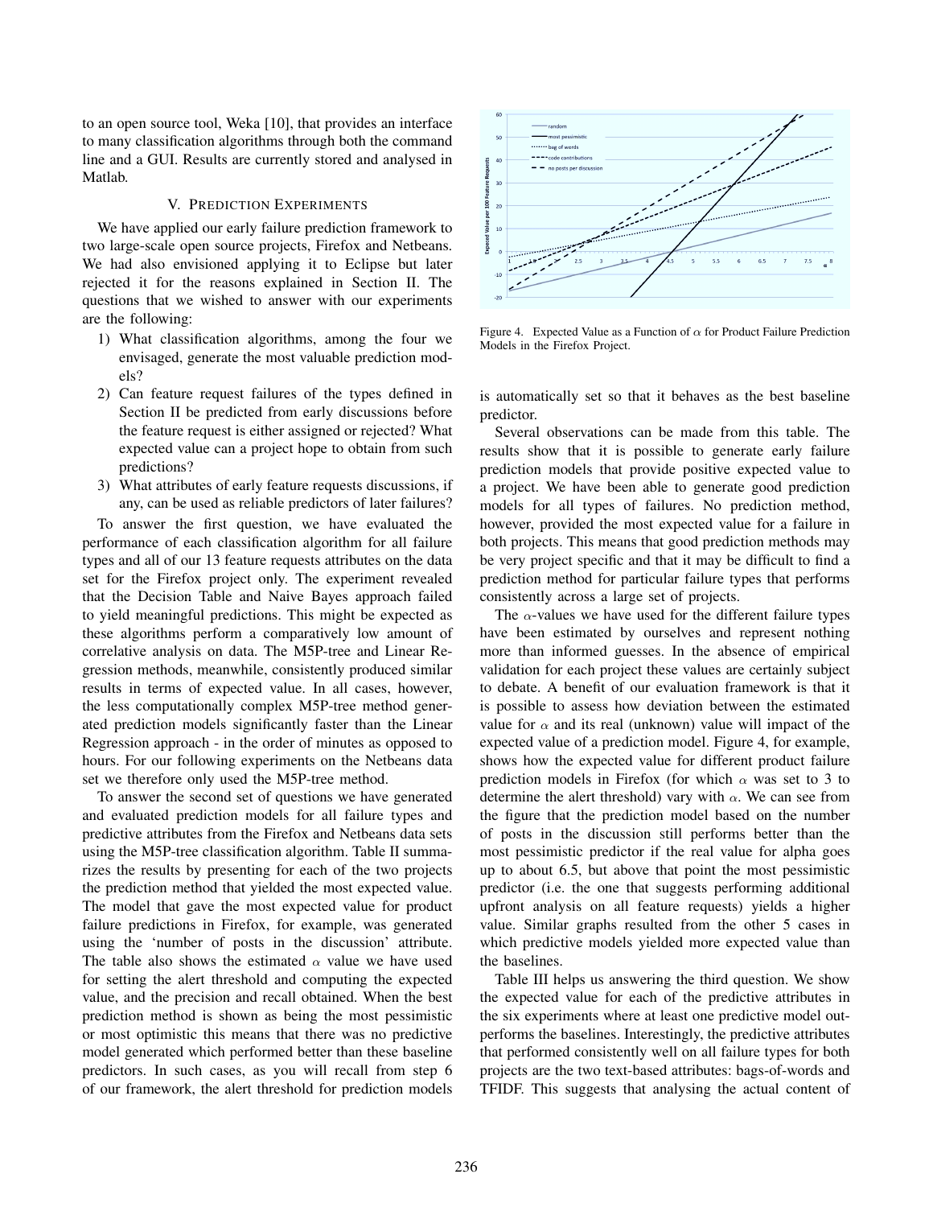to an open source tool, Weka [10], that provides an interface to many classification algorithms through both the command line and a GUI. Results are currently stored and analysed in Matlab.

## V. Prediction Experiments

We have applied our early failure prediction framework to two large-scale open source projects, Firefox and Netbeans. We had also envisioned applying it to Eclipse but later rejected it for the reasons explained in Section II. The questions that we wished to answer with our experiments are the following:

1) What classification algorithms, among the four we envisaged, generate the most valuable prediction models?
2) Can feature request failures of the types defined in Section II be predicted from early discussions before the feature request is either assigned or rejected? What expected value can a project hope to obtain from such predictions?
3) What attributes of early feature requests discussions, if any, can be used as reliable predictors of later failures?

To answer the first question, we have evaluated the performance of each classification algorithm for all failure types and all of our 13 feature requests attributes on the data set for the Firefox project only. The experiment revealed that the Decision Table and Naive Bayes approach failed to yield meaningful predictions. This might be expected as these algorithms perform a comparatively low amount of correlative analysis on data. The M5P-tree and Linear Regression methods, meanwhile, consistently produced similar results in terms of expected value. In all cases, however, the less computationally complex M5P-tree method generated prediction models significantly faster than the Linear Regression approach - in the order of minutes as opposed to hours. For our following experiments on the Netbeans data set we therefore only used the M5P-tree method.

To answer the second set of questions we have generated and evaluated prediction models for all failure types and predictive attributes from the Firefox and Netbeans data sets using the M5P-tree classification algorithm. Table II summarizes the results by presenting for each of the two projects the prediction method that yielded the most expected value. The model that gave the most expected value for product failure predictions in Firefox, for example, was generated using the 'number of posts in the discussion' attribute. The table also shows the estimated $\alpha$ value we have used for setting the alert threshold and computing the expected value, and the precision and recall obtained. When the best prediction method is shown as being the most pessimistic or most optimistic this means that there was no predictive model generated which performed better than these baseline predictors. In such cases, as you will recall from step 6 of our framework, the alert threshold for prediction models is automatically set so that it behaves as the best baseline predictor.

Expected Value per 100 Feature Requests
60
50
40
30
20
10
0
-10
-20
1
1.5
2
2.5
3
3.5
4
4.5
5
5.5
6
6.5
7
7.5
8
α
random
most pessimistic
bag of words
code contributions
no posts per discussion

Figure 4. Expected Value as a Function of $\alpha$ for Product Failure Prediction Models in the Firefox Project.

Several observations can be made from this table. The results show that it is possible to generate early failure prediction models that provide positive expected value to a project. We have been able to generate good prediction models for all types of failures. No prediction method, however, provided the most expected value for a failure in both projects. This means that good prediction methods may be very project specific and that it may be difficult to find a prediction method for particular failure types that performs consistently across a large set of projects.

The $\alpha$-values we have used for the different failure types have been estimated by ourselves and represent nothing more than informed guesses. In the absence of empirical validation for each project these values are certainly subject to debate. A benefit of our evaluation framework is that it is possible to assess how deviation between the estimated value for $\alpha$ and its real (unknown) value will impact of the expected value of a prediction model. Figure 4, for example, shows how the expected value for different product failure prediction models in Firefox (for which $\alpha$ was set to 3 to determine the alert threshold) vary with $\alpha$. We can see from the figure that the prediction model based on the number of posts in the discussion still performs better than the most pessimistic predictor if the real value for alpha goes up to about 6.5, but above that point the most pessimistic predictor (i.e. the one that suggests performing additional upfront analysis on all feature requests) yields a higher value. Similar graphs resulted from the other 5 cases in which predictive models yielded more expected value than the baselines.

Table III helps us answering the third question. We show the expected value for each of the predictive attributes in the six experiments where at least one predictive model outperforms the baselines. Interestingly, the predictive attributes that performed consistently well on all failure types for both projects are the two text-based attributes: bags-of-words and TFIDF. This suggests that analysing the actual content of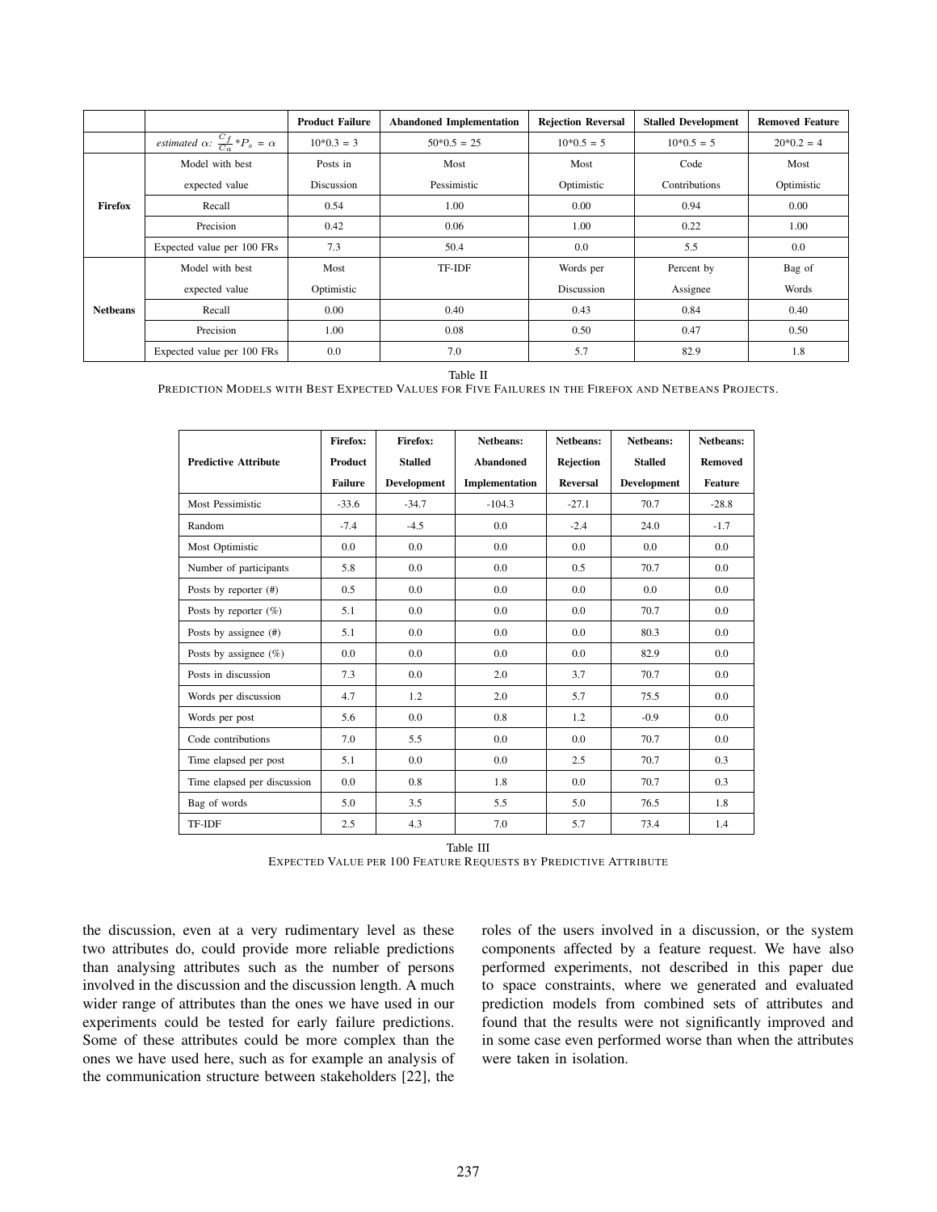| | | Product Failure | Abandoned Implementation | Rejection Reversal | Stalled Development | Removed Feature |
|---|---|---|---|---|---|---|
| | *estimated* $\alpha$: $\frac{C_f}{C_a} * P_s = \alpha$ | 10*0.3 = 3 | 50*0.5 = 25 | 10*0.5 = 5 | 10*0.5 = 5 | 20*0.2 = 4 |
| **Firefox** | Model with best expected value | Posts in Discussion | Most Pessimistic | Most Optimistic | Code Contributions | Most Optimistic |
| | Recall | 0.54 | 1.00 | 0.00 | 0.94 | 0.00 |
| | Precision | 0.42 | 0.06 | 1.00 | 0.22 | 1.00 |
| | Expected value per 100 FRs | 7.3 | 50.4 | 0.0 | 5.5 | 0.0 |
| **Netbeans** | Model with best expected value | Most Optimistic | TF-IDF | Words per Discussion | Percent by Assignee | Bag of Words |
| | Recall | 0.00 | 0.40 | 0.43 | 0.84 | 0.40 |
| | Precision | 1.00 | 0.08 | 0.50 | 0.47 | 0.50 |
| | Expected value per 100 FRs | 0.0 | 7.0 | 5.7 | 82.9 | 1.8 |

Table II
PREDICTION MODELS WITH BEST EXPECTED VALUES FOR FIVE FAILURES IN THE FIREFOX AND NETBEANS PROJECTS.

| **Predictive Attribute** | **Firefox: Product Failure** | **Firefox: Stalled Development** | **Netbeans: Abandoned Implementation** | **Netbeans: Rejection Reversal** | **Netbeans: Stalled Development** | **Netbeans: Removed Feature** |
|---|---|---|---|---|---|---|
| Most Pessimistic | -33.6 | -34.7 | -104.3 | -27.1 | 70.7 | -28.8 |
| Random | -7.4 | -4.5 | 0.0 | -2.4 | 24.0 | -1.7 |
| Most Optimistic | 0.0 | 0.0 | 0.0 | 0.0 | 0.0 | 0.0 |
| Number of participants | 5.8 | 0.0 | 0.0 | 0.5 | 70.7 | 0.0 |
| Posts by reporter (#) | 0.5 | 0.0 | 0.0 | 0.0 | 0.0 | 0.0 |
| Posts by reporter (%) | 5.1 | 0.0 | 0.0 | 0.0 | 70.7 | 0.0 |
| Posts by assignee (#) | 5.1 | 0.0 | 0.0 | 0.0 | 80.3 | 0.0 |
| Posts by assignee (%) | 0.0 | 0.0 | 0.0 | 0.0 | 82.9 | 0.0 |
| Posts in discussion | 7.3 | 0.0 | 2.0 | 3.7 | 70.7 | 0.0 |
| Words per discussion | 4.7 | 1.2 | 2.0 | 5.7 | 75.5 | 0.0 |
| Words per post | 5.6 | 0.0 | 0.8 | 1.2 | -0.9 | 0.0 |
| Code contributions | 7.0 | 5.5 | 0.0 | 0.0 | 70.7 | 0.0 |
| Time elapsed per post | 5.1 | 0.0 | 0.0 | 2.5 | 70.7 | 0.3 |
| Time elapsed per discussion | 0.0 | 0.8 | 1.8 | 0.0 | 70.7 | 0.3 |
| Bag of words | 5.0 | 3.5 | 5.5 | 5.0 | 76.5 | 1.8 |
| TF-IDF | 2.5 | 4.3 | 7.0 | 5.7 | 73.4 | 1.4 |

Table III
EXPECTED VALUE PER 100 FEATURE REQUESTS BY PREDICTIVE ATTRIBUTE

the discussion, even at a very rudimentary level as these two attributes do, could provide more reliable predictions than analysing attributes such as the number of persons involved in the discussion and the discussion length. A much wider range of attributes than the ones we have used in our experiments could be tested for early failure predictions. Some of these attributes could be more complex than the ones we have used here, such as for example an analysis of the communication structure between stakeholders [22], the roles of the users involved in a discussion, or the system components affected by a feature request. We have also performed experiments, not described in this paper due to space constraints, where we generated and evaluated prediction models from combined sets of attributes and found that the results were not significantly improved and in some case even performed worse than when the attributes were taken in isolation.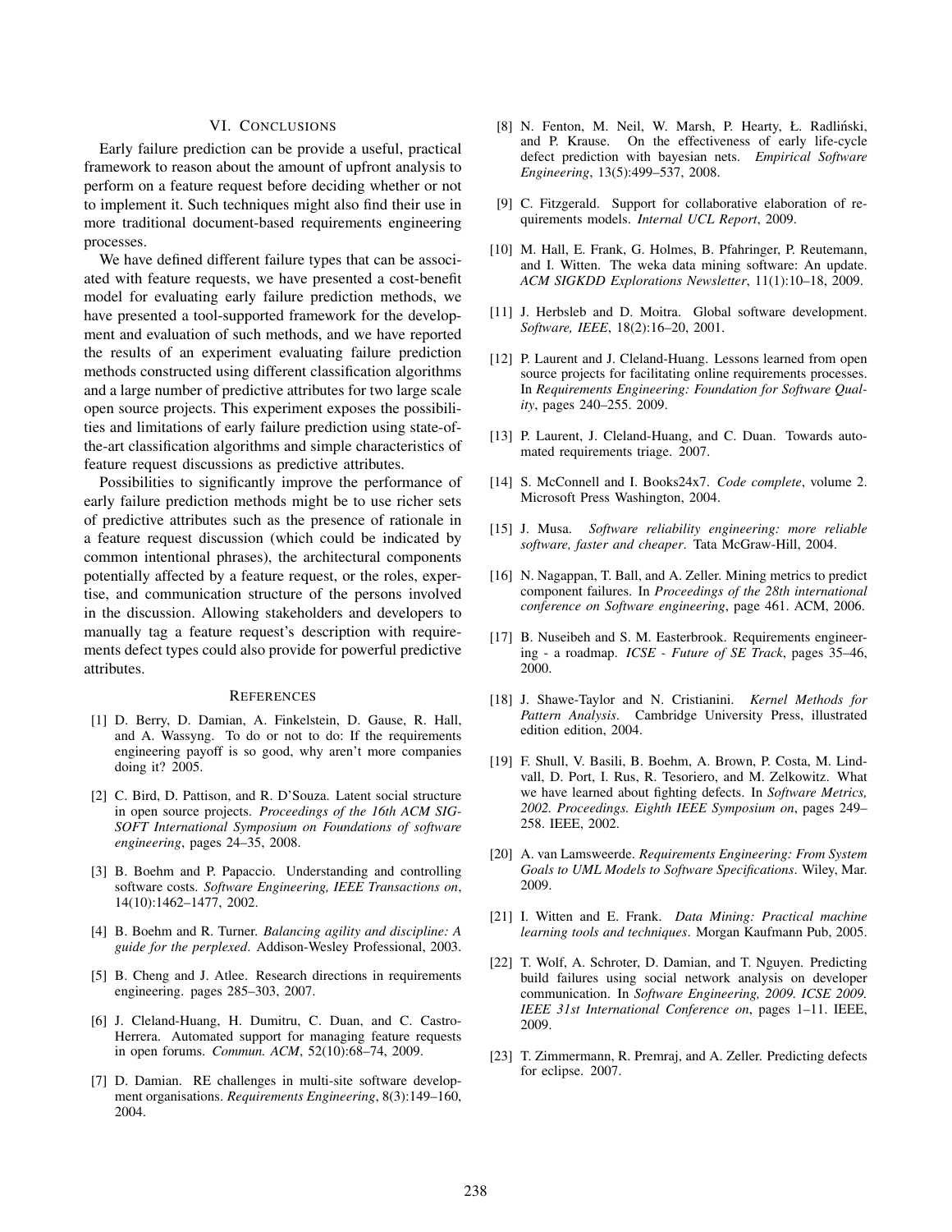## VI. CONCLUSIONS

Early failure prediction can be provide a useful, practical framework to reason about the amount of upfront analysis to perform on a feature request before deciding whether or not to implement it. Such techniques might also find their use in more traditional document-based requirements engineering processes.

We have defined different failure types that can be associated with feature requests, we have presented a cost-benefit model for evaluating early failure prediction methods, we have presented a tool-supported framework for the development and evaluation of such methods, and we have reported the results of an experiment evaluating failure prediction methods constructed using different classification algorithms and a large number of predictive attributes for two large scale open source projects. This experiment exposes the possibilities and limitations of early failure prediction using state-of-the-art classification algorithms and simple characteristics of feature request discussions as predictive attributes.

Possibilities to significantly improve the performance of early failure prediction methods might be to use richer sets of predictive attributes such as the presence of rationale in a feature request discussion (which could be indicated by common intentional phrases), the architectural components potentially affected by a feature request, or the roles, expertise, and communication structure of the persons involved in the discussion. Allowing stakeholders and developers to manually tag a feature request's description with requirements defect types could also provide for powerful predictive attributes.

## REFERENCES

[1] D. Berry, D. Damian, A. Finkelstein, D. Gause, R. Hall, and A. Wassyng. To do or not to do: If the requirements engineering payoff is so good, why aren't more companies doing it? 2005.

[2] C. Bird, D. Pattison, and R. D'Souza. Latent social structure in open source projects. *Proceedings of the 16th ACM SIGSOFT International Symposium on Foundations of software engineering*, pages 24–35, 2008.

[3] B. Boehm and P. Papaccio. Understanding and controlling software costs. *Software Engineering, IEEE Transactions on*, 14(10):1462–1477, 2002.

[4] B. Boehm and R. Turner. *Balancing agility and discipline: A guide for the perplexed*. Addison-Wesley Professional, 2003.

[5] B. Cheng and J. Atlee. Research directions in requirements engineering. pages 285–303, 2007.

[6] J. Cleland-Huang, H. Dumitru, C. Duan, and C. Castro-Herrera. Automated support for managing feature requests in open forums. *Commun. ACM*, 52(10):68–74, 2009.

[7] D. Damian. RE challenges in multi-site software development organisations. *Requirements Engineering*, 8(3):149–160, 2004.

[8] N. Fenton, M. Neil, W. Marsh, P. Hearty, Ł. Radliński, and P. Krause. On the effectiveness of early life-cycle defect prediction with bayesian nets. *Empirical Software Engineering*, 13(5):499–537, 2008.

[9] C. Fitzgerald. Support for collaborative elaboration of requirements models. *Internal UCL Report*, 2009.

[10] M. Hall, E. Frank, G. Holmes, B. Pfahringer, P. Reutemann, and I. Witten. The weka data mining software: An update. *ACM SIGKDD Explorations Newsletter*, 11(1):10–18, 2009.

[11] J. Herbsleb and D. Moitra. Global software development. *Software, IEEE*, 18(2):16–20, 2001.

[12] P. Laurent and J. Cleland-Huang. Lessons learned from open source projects for facilitating online requirements processes. In *Requirements Engineering: Foundation for Software Quality*, pages 240–255. 2009.

[13] P. Laurent, J. Cleland-Huang, and C. Duan. Towards automated requirements triage. 2007.

[14] S. McConnell and I. Books24x7. *Code complete*, volume 2. Microsoft Press Washington, 2004.

[15] J. Musa. *Software reliability engineering: more reliable software, faster and cheaper*. Tata McGraw-Hill, 2004.

[16] N. Nagappan, T. Ball, and A. Zeller. Mining metrics to predict component failures. In *Proceedings of the 28th international conference on Software engineering*, page 461. ACM, 2006.

[17] B. Nuseibeh and S. M. Easterbrook. Requirements engineering - a roadmap. *ICSE - Future of SE Track*, pages 35–46, 2000.

[18] J. Shawe-Taylor and N. Cristianini. *Kernel Methods for Pattern Analysis*. Cambridge University Press, illustrated edition edition, 2004.

[19] F. Shull, V. Basili, B. Boehm, A. Brown, P. Costa, M. Lindvall, D. Port, I. Rus, R. Tesoriero, and M. Zelkowitz. What we have learned about fighting defects. In *Software Metrics, 2002. Proceedings. Eighth IEEE Symposium on*, pages 249–258. IEEE, 2002.

[20] A. van Lamsweerde. *Requirements Engineering: From System Goals to UML Models to Software Specifications*. Wiley, Mar. 2009.

[21] I. Witten and E. Frank. *Data Mining: Practical machine learning tools and techniques*. Morgan Kaufmann Pub, 2005.

[22] T. Wolf, A. Schroter, D. Damian, and T. Nguyen. Predicting build failures using social network analysis on developer communication. In *Software Engineering, 2009. ICSE 2009. IEEE 31st International Conference on*, pages 1–11. IEEE, 2009.

[23] T. Zimmermann, R. Premraj, and A. Zeller. Predicting defects for eclipse. 2007.